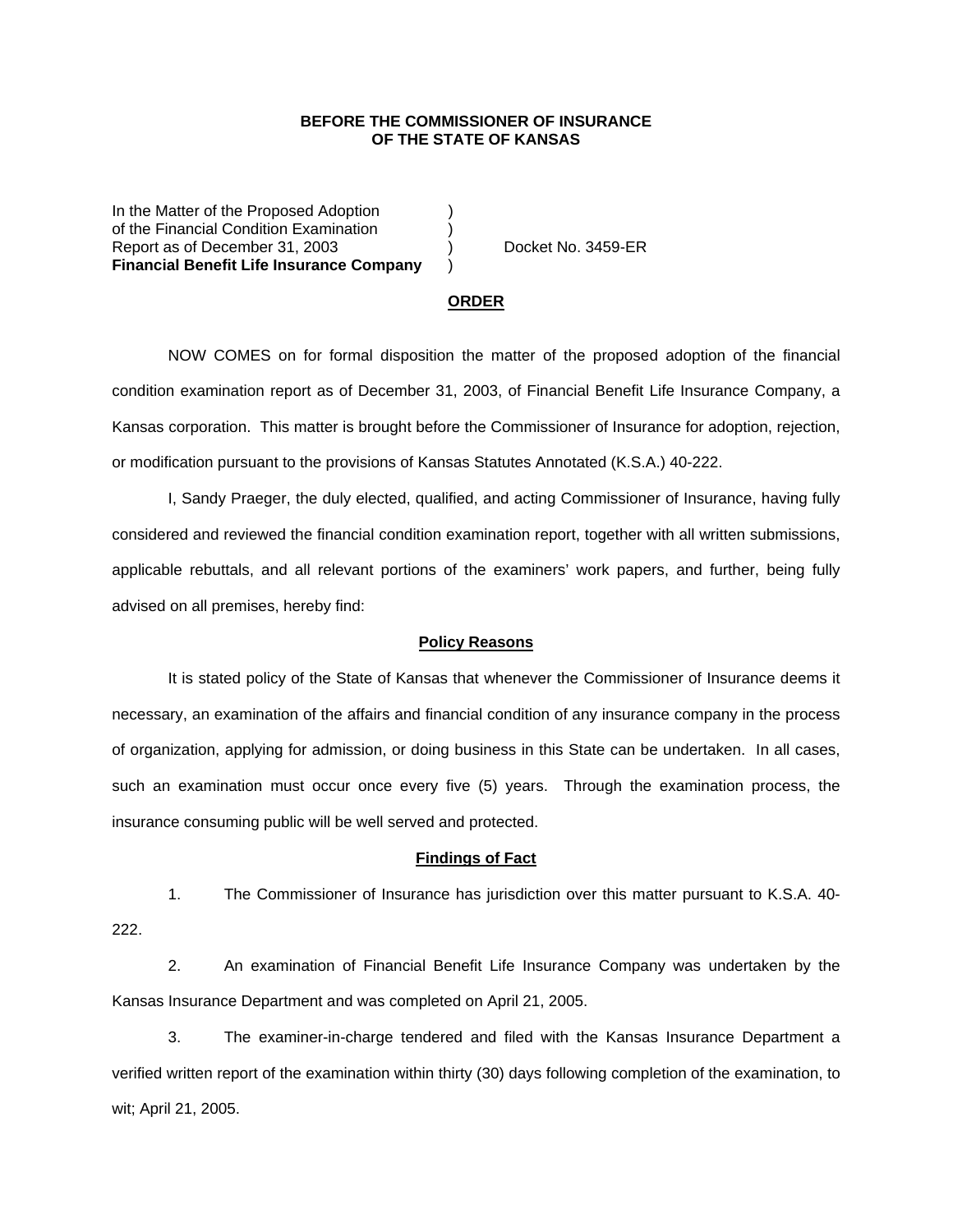**BEFORE THE COMMISSIONER OF INSURANCE**
**OF THE STATE OF KANSAS**

| | | |
|---|---|---|
| In the Matter of the Proposed Adoption | ) | |
| of the Financial Condition Examination | ) | |
| Report as of December 31, 2003 | ) | Docket No. 3459-ER |
| **Financial Benefit Life Insurance Company** | ) | |

## ORDER

NOW COMES on for formal disposition the matter of the proposed adoption of the financial condition examination report as of December 31, 2003, of Financial Benefit Life Insurance Company, a Kansas corporation. This matter is brought before the Commissioner of Insurance for adoption, rejection, or modification pursuant to the provisions of Kansas Statutes Annotated (K.S.A.) 40-222.

I, Sandy Praeger, the duly elected, qualified, and acting Commissioner of Insurance, having fully considered and reviewed the financial condition examination report, together with all written submissions, applicable rebuttals, and all relevant portions of the examiners' work papers, and further, being fully advised on all premises, hereby find:

### Policy Reasons

It is stated policy of the State of Kansas that whenever the Commissioner of Insurance deems it necessary, an examination of the affairs and financial condition of any insurance company in the process of organization, applying for admission, or doing business in this State can be undertaken. In all cases, such an examination must occur once every five (5) years. Through the examination process, the insurance consuming public will be well served and protected.

### Findings of Fact

1. The Commissioner of Insurance has jurisdiction over this matter pursuant to K.S.A. 40-222.

2. An examination of Financial Benefit Life Insurance Company was undertaken by the Kansas Insurance Department and was completed on April 21, 2005.

3. The examiner-in-charge tendered and filed with the Kansas Insurance Department a verified written report of the examination within thirty (30) days following completion of the examination, to wit; April 21, 2005.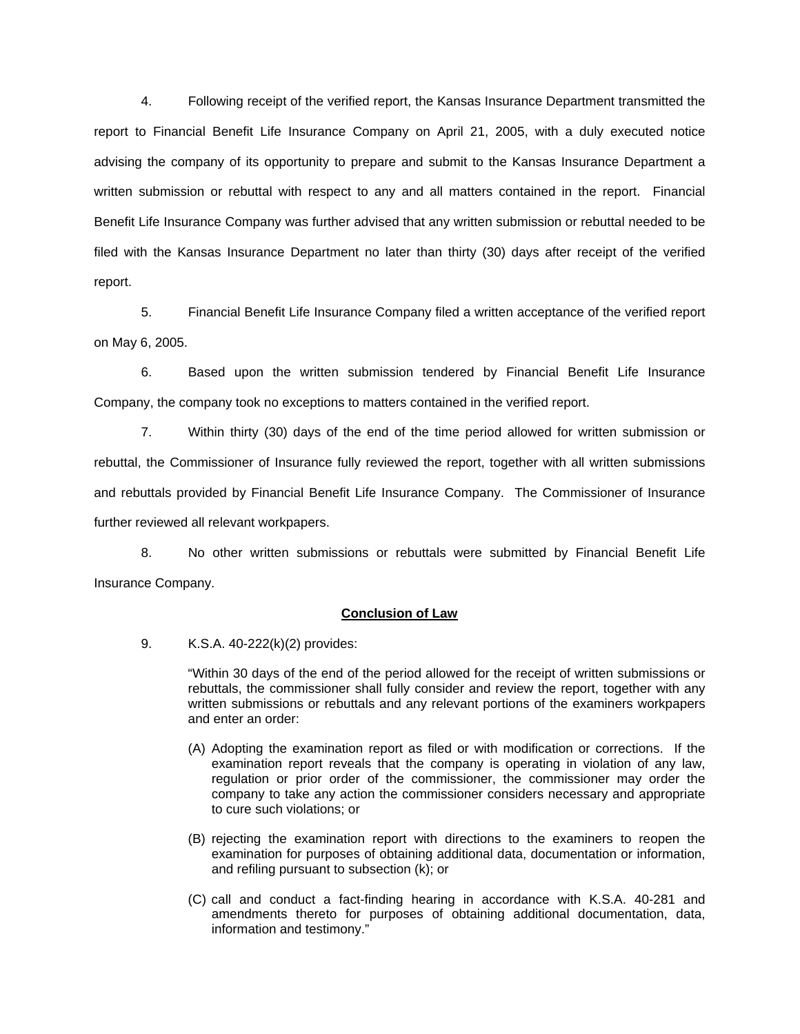4. Following receipt of the verified report, the Kansas Insurance Department transmitted the report to Financial Benefit Life Insurance Company on April 21, 2005, with a duly executed notice advising the company of its opportunity to prepare and submit to the Kansas Insurance Department a written submission or rebuttal with respect to any and all matters contained in the report. Financial Benefit Life Insurance Company was further advised that any written submission or rebuttal needed to be filed with the Kansas Insurance Department no later than thirty (30) days after receipt of the verified report.

5. Financial Benefit Life Insurance Company filed a written acceptance of the verified report on May 6, 2005.

6. Based upon the written submission tendered by Financial Benefit Life Insurance Company, the company took no exceptions to matters contained in the verified report.

7. Within thirty (30) days of the end of the time period allowed for written submission or rebuttal, the Commissioner of Insurance fully reviewed the report, together with all written submissions and rebuttals provided by Financial Benefit Life Insurance Company. The Commissioner of Insurance further reviewed all relevant workpapers.

8. No other written submissions or rebuttals were submitted by Financial Benefit Life Insurance Company.

**Conclusion of Law**

9. K.S.A. 40-222(k)(2) provides:

> "Within 30 days of the end of the period allowed for the receipt of written submissions or rebuttals, the commissioner shall fully consider and review the report, together with any written submissions or rebuttals and any relevant portions of the examiners workpapers and enter an order:
>
> (A) Adopting the examination report as filed or with modification or corrections. If the examination report reveals that the company is operating in violation of any law, regulation or prior order of the commissioner, the commissioner may order the company to take any action the commissioner considers necessary and appropriate to cure such violations; or
>
> (B) rejecting the examination report with directions to the examiners to reopen the examination for purposes of obtaining additional data, documentation or information, and refiling pursuant to subsection (k); or
>
> (C) call and conduct a fact-finding hearing in accordance with K.S.A. 40-281 and amendments thereto for purposes of obtaining additional documentation, data, information and testimony."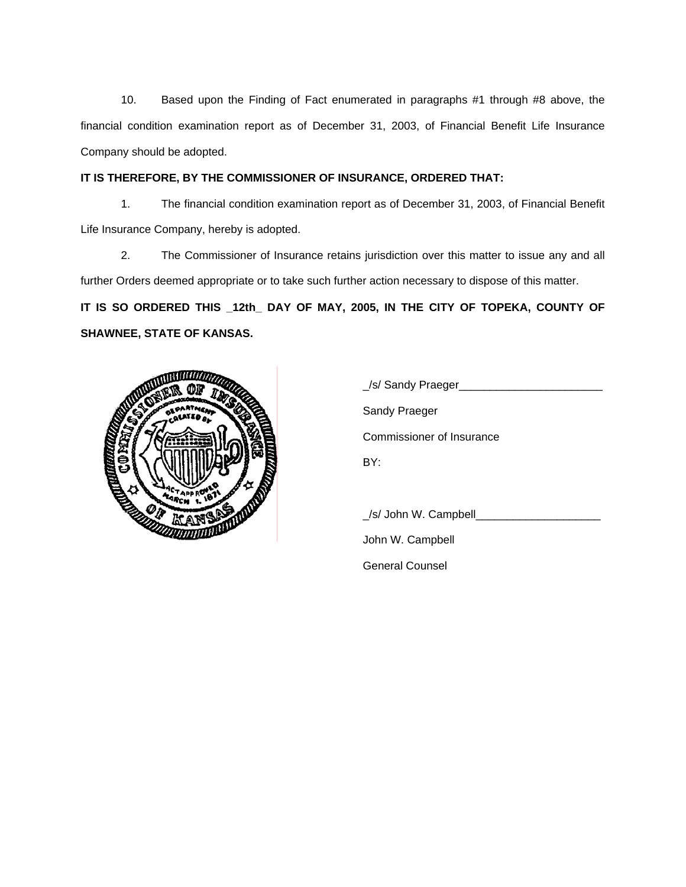10. Based upon the Finding of Fact enumerated in paragraphs #1 through #8 above, the financial condition examination report as of December 31, 2003, of Financial Benefit Life Insurance Company should be adopted.

**IT IS THEREFORE, BY THE COMMISSIONER OF INSURANCE, ORDERED THAT:**

1. The financial condition examination report as of December 31, 2003, of Financial Benefit Life Insurance Company, hereby is adopted.

2. The Commissioner of Insurance retains jurisdiction over this matter to issue any and all further Orders deemed appropriate or to take such further action necessary to dispose of this matter.

**IT IS SO ORDERED THIS _12th_ DAY OF MAY, 2005, IN THE CITY OF TOPEKA, COUNTY OF SHAWNEE, STATE OF KANSAS.**

_/s/ Sandy Praeger_______________________

Sandy Praeger

Commissioner of Insurance

BY:

_/s/ John W. Campbell___________________

John W. Campbell

General Counsel